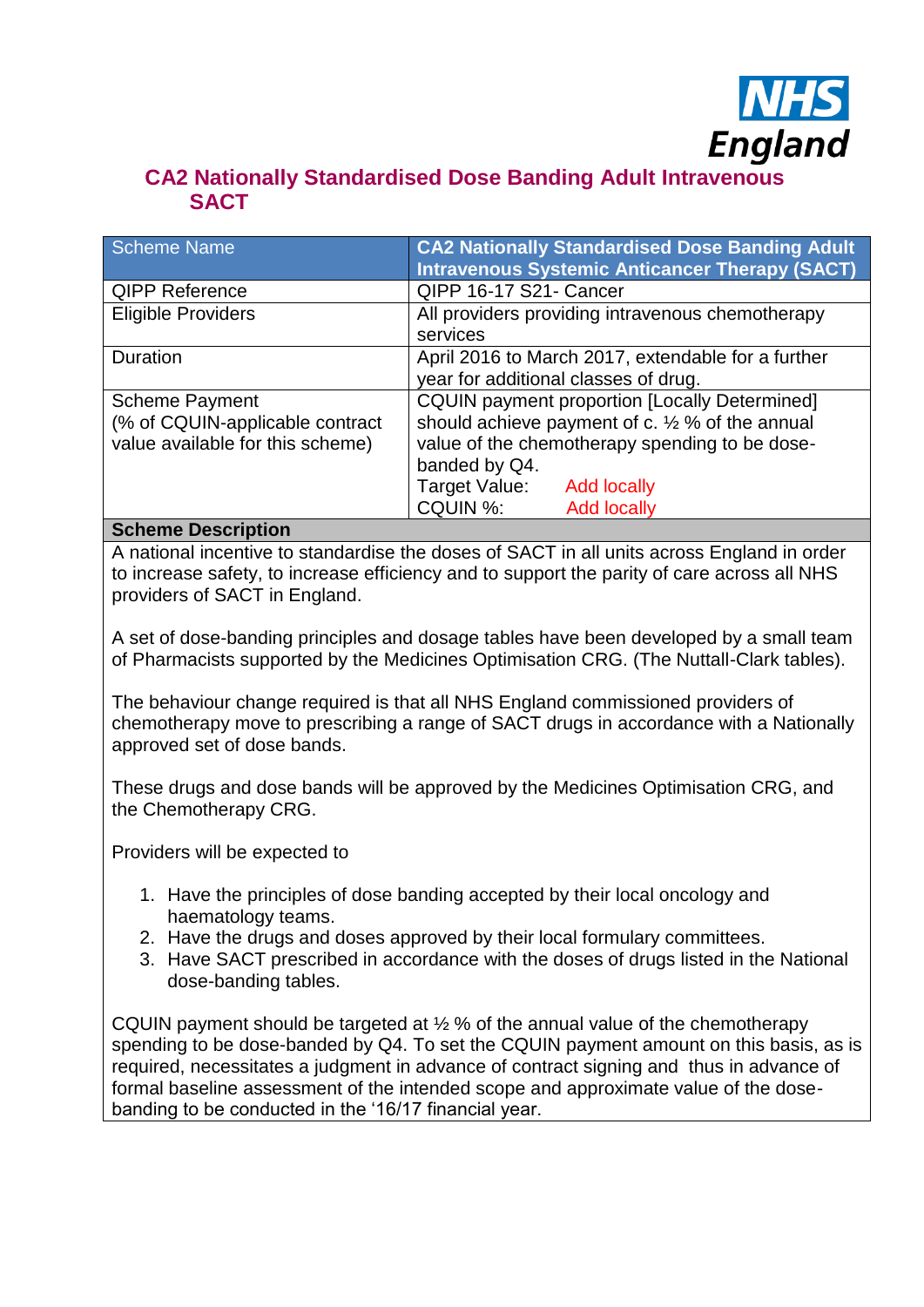NHS England

# CA2 Nationally Standardised Dose Banding Adult Intravenous SACT

| Scheme Name | **CA2 Nationally Standardised Dose Banding Adult Intravenous Systemic Anticancer Therapy (SACT)** |
|---|---|
| QIPP Reference | QIPP 16-17 S21- Cancer |
| Eligible Providers | All providers providing intravenous chemotherapy services |
| Duration | April 2016 to March 2017, extendable for a further year for additional classes of drug. |
| Scheme Payment (% of CQUIN-applicable contract value available for this scheme) | CQUIN payment proportion [Locally Determined] should achieve payment of c. ½ % of the annual value of the chemotherapy spending to be dose-banded by Q4. Target Value: Add locally CQUIN %: Add locally |

**Scheme Description**

A national incentive to standardise the doses of SACT in all units across England in order to increase safety, to increase efficiency and to support the parity of care across all NHS providers of SACT in England.

A set of dose-banding principles and dosage tables have been developed by a small team of Pharmacists supported by the Medicines Optimisation CRG. (The Nuttall-Clark tables).

The behaviour change required is that all NHS England commissioned providers of chemotherapy move to prescribing a range of SACT drugs in accordance with a Nationally approved set of dose bands.

These drugs and dose bands will be approved by the Medicines Optimisation CRG, and the Chemotherapy CRG.

Providers will be expected to

1. Have the principles of dose banding accepted by their local oncology and haematology teams.
2. Have the drugs and doses approved by their local formulary committees.
3. Have SACT prescribed in accordance with the doses of drugs listed in the National dose-banding tables.

CQUIN payment should be targeted at ½ % of the annual value of the chemotherapy spending to be dose-banded by Q4. To set the CQUIN payment amount on this basis, as is required, necessitates a judgment in advance of contract signing and thus in advance of formal baseline assessment of the intended scope and approximate value of the dose-banding to be conducted in the '16/17 financial year.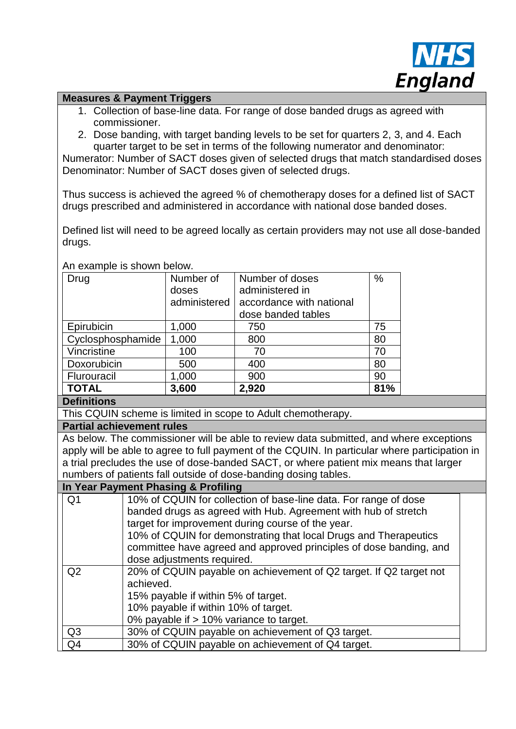## Measures & Payment Triggers

1. Collection of base-line data. For range of dose banded drugs as agreed with commissioner.
2. Dose banding, with target banding levels to be set for quarters 2, 3, and 4. Each quarter target to be set in terms of the following numerator and denominator:

Numerator: Number of SACT doses given of selected drugs that match standardised doses
Denominator: Number of SACT doses given of selected drugs.

Thus success is achieved the agreed % of chemotherapy doses for a defined list of SACT drugs prescribed and administered in accordance with national dose banded doses.

Defined list will need to be agreed locally as certain providers may not use all dose-banded drugs.

An example is shown below.

| Drug | Number of doses administered | Number of doses administered in accordance with national dose banded tables | % |
|---|---|---|---|
| Epirubicin | 1,000 | 750 | 75 |
| Cyclosphosphamide | 1,000 | 800 | 80 |
| Vincristine | 100 | 70 | 70 |
| Doxorubicin | 500 | 400 | 80 |
| Flurouracil | 1,000 | 900 | 90 |
| **TOTAL** | **3,600** | **2,920** | **81%** |

## Definitions

This CQUIN scheme is limited in scope to Adult chemotherapy.

## Partial achievement rules

As below. The commissioner will be able to review data submitted, and where exceptions apply will be able to agree to full payment of the CQUIN. In particular where participation in a trial precludes the use of dose-banded SACT, or where patient mix means that larger numbers of patients fall outside of dose-banding dosing tables.

## In Year Payment Phasing & Profiling

| | |
|---|---|
| Q1 | 10% of CQUIN for collection of base-line data. For range of dose banded drugs as agreed with Hub. Agreement with hub of stretch target for improvement during course of the year.<br>10% of CQUIN for demonstrating that local Drugs and Therapeutics committee have agreed and approved principles of dose banding, and dose adjustments required. |
| Q2 | 20% of CQUIN payable on achievement of Q2 target. If Q2 target not achieved.<br>15% payable if within 5% of target.<br>10% payable if within 10% of target.<br>0% payable if > 10% variance to target. |
| Q3 | 30% of CQUIN payable on achievement of Q3 target. |
| Q4 | 30% of CQUIN payable on achievement of Q4 target. |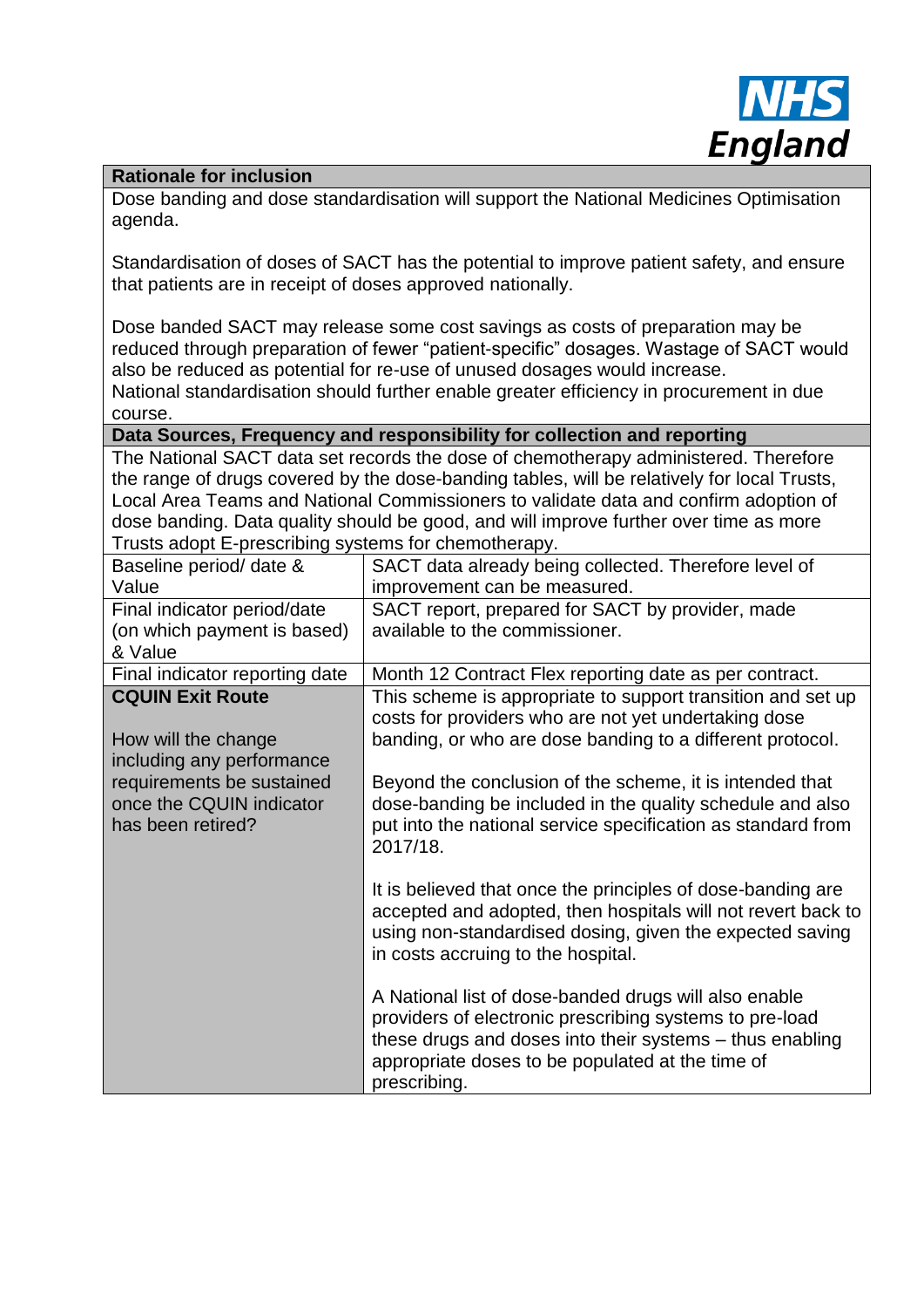| | |
|---|---|
| **Rationale for inclusion** | |
| Dose banding and dose standardisation will support the National Medicines Optimisation agenda.<br><br>Standardisation of doses of SACT has the potential to improve patient safety, and ensure that patients are in receipt of doses approved nationally.<br><br>Dose banded SACT may release some cost savings as costs of preparation may be reduced through preparation of fewer “patient-specific” dosages. Wastage of SACT would also be reduced as potential for re-use of unused dosages would increase.<br>National standardisation should further enable greater efficiency in procurement in due course. | |
| **Data Sources, Frequency and responsibility for collection and reporting** | |
| The National SACT data set records the dose of chemotherapy administered. Therefore the range of drugs covered by the dose-banding tables, will be relatively for local Trusts, Local Area Teams and National Commissioners to validate data and confirm adoption of dose banding. Data quality should be good, and will improve further over time as more Trusts adopt E-prescribing systems for chemotherapy. | |
| Baseline period/ date & Value | SACT data already being collected. Therefore level of improvement can be measured. |
| Final indicator period/date (on which payment is based) & Value | SACT report, prepared for SACT by provider, made available to the commissioner. |
| Final indicator reporting date | Month 12 Contract Flex reporting date as per contract. |
| **CQUIN Exit Route**<br><br>How will the change including any performance requirements be sustained once the CQUIN indicator has been retired? | This scheme is appropriate to support transition and set up costs for providers who are not yet undertaking dose banding, or who are dose banding to a different protocol.<br><br>Beyond the conclusion of the scheme, it is intended that dose-banding be included in the quality schedule and also put into the national service specification as standard from 2017/18.<br><br>It is believed that once the principles of dose-banding are accepted and adopted, then hospitals will not revert back to using non-standardised dosing, given the expected saving in costs accruing to the hospital.<br><br>A National list of dose-banded drugs will also enable providers of electronic prescribing systems to pre-load these drugs and doses into their systems – thus enabling appropriate doses to be populated at the time of prescribing. |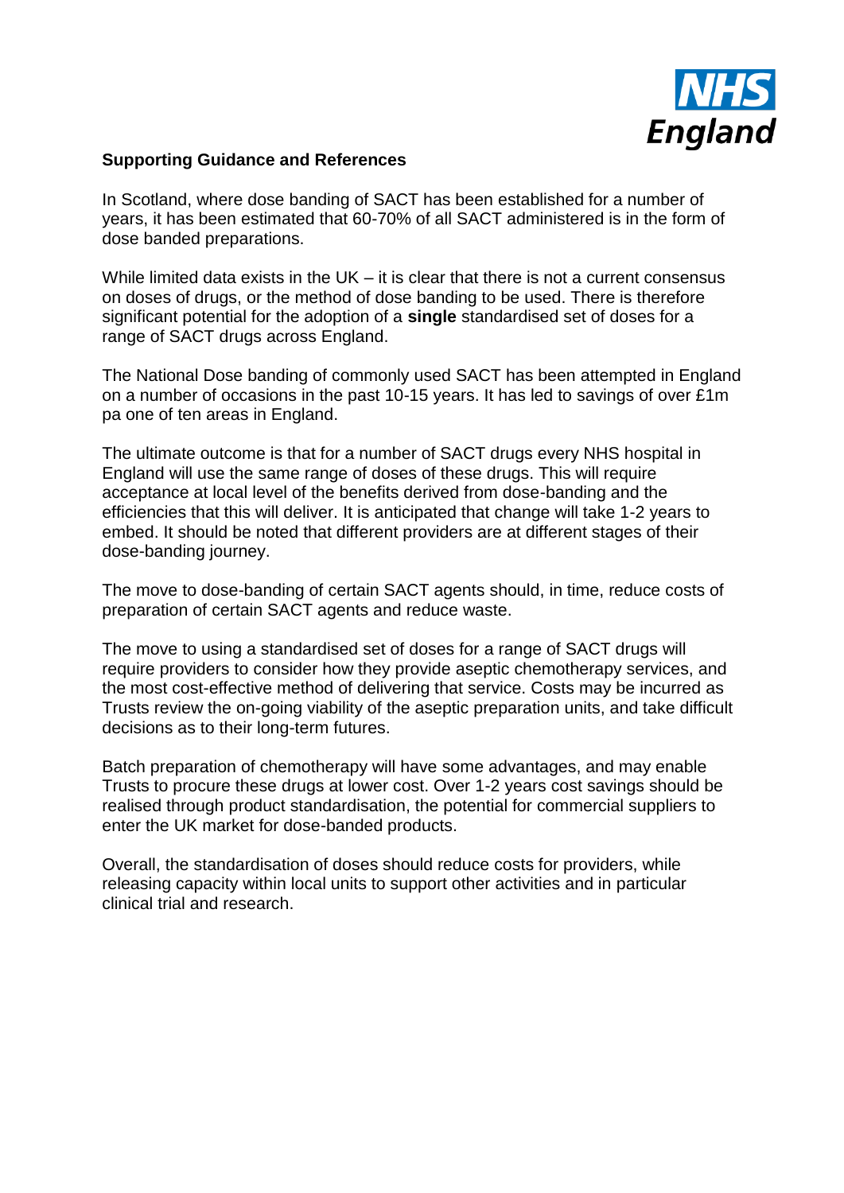## Supporting Guidance and References

In Scotland, where dose banding of SACT has been established for a number of years, it has been estimated that 60-70% of all SACT administered is in the form of dose banded preparations.

While limited data exists in the UK – it is clear that there is not a current consensus on doses of drugs, or the method of dose banding to be used. There is therefore significant potential for the adoption of a **single** standardised set of doses for a range of SACT drugs across England.

The National Dose banding of commonly used SACT has been attempted in England on a number of occasions in the past 10-15 years. It has led to savings of over £1m pa one of ten areas in England.

The ultimate outcome is that for a number of SACT drugs every NHS hospital in England will use the same range of doses of these drugs. This will require acceptance at local level of the benefits derived from dose-banding and the efficiencies that this will deliver. It is anticipated that change will take 1-2 years to embed. It should be noted that different providers are at different stages of their dose-banding journey.

The move to dose-banding of certain SACT agents should, in time, reduce costs of preparation of certain SACT agents and reduce waste.

The move to using a standardised set of doses for a range of SACT drugs will require providers to consider how they provide aseptic chemotherapy services, and the most cost-effective method of delivering that service. Costs may be incurred as Trusts review the on-going viability of the aseptic preparation units, and take difficult decisions as to their long-term futures.

Batch preparation of chemotherapy will have some advantages, and may enable Trusts to procure these drugs at lower cost. Over 1-2 years cost savings should be realised through product standardisation, the potential for commercial suppliers to enter the UK market for dose-banded products.

Overall, the standardisation of doses should reduce costs for providers, while releasing capacity within local units to support other activities and in particular clinical trial and research.